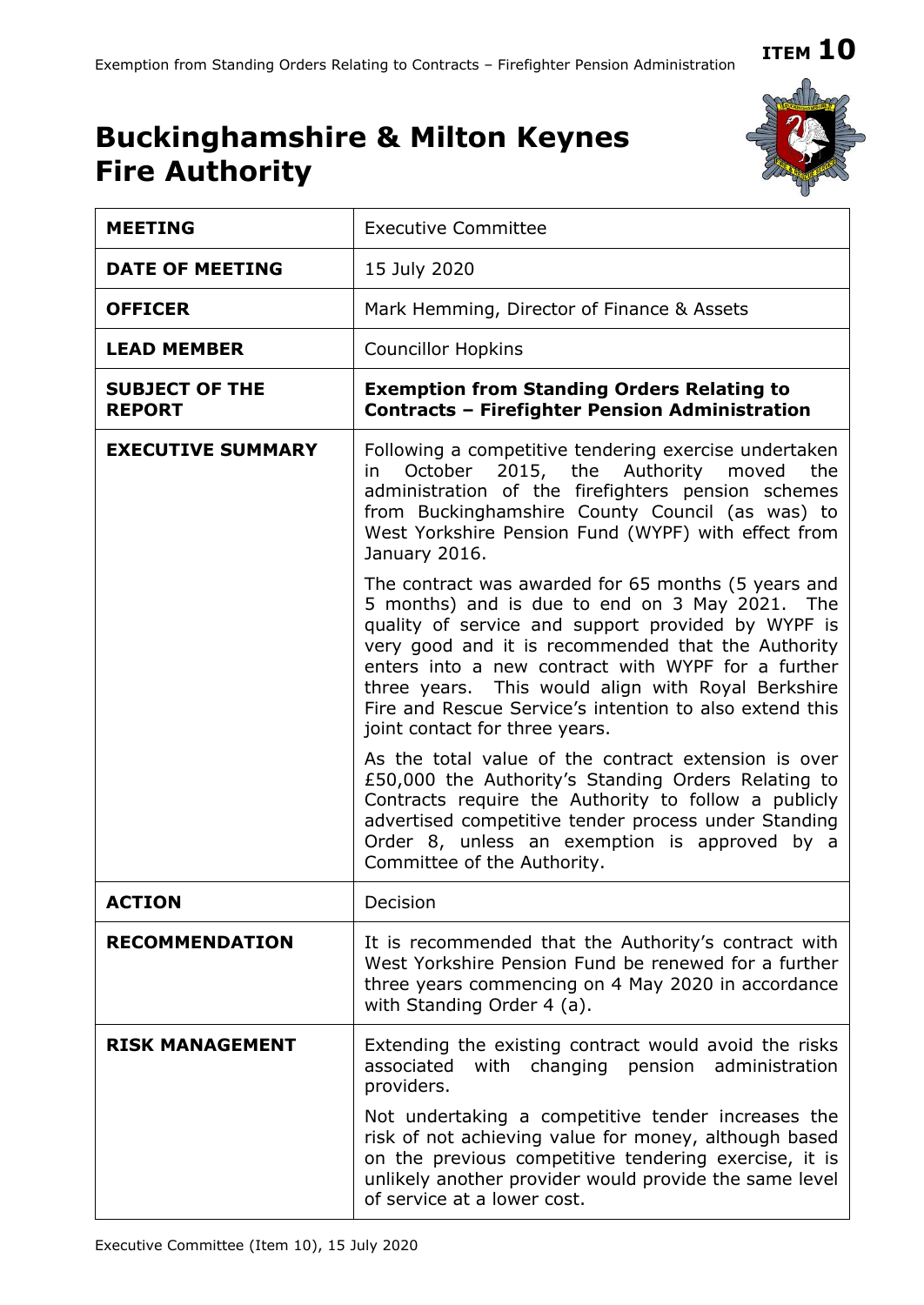ITEM 10

# Buckinghamshire & Milton Keynes Fire Authority

| | |
|---|---|
| **MEETING** | Executive Committee |
| **DATE OF MEETING** | 15 July 2020 |
| **OFFICER** | Mark Hemming, Director of Finance & Assets |
| **LEAD MEMBER** | Councillor Hopkins |
| **SUBJECT OF THE REPORT** | **Exemption from Standing Orders Relating to Contracts – Firefighter Pension Administration** |
| **EXECUTIVE SUMMARY** | Following a competitive tendering exercise undertaken in October 2015, the Authority moved the administration of the firefighters pension schemes from Buckinghamshire County Council (as was) to West Yorkshire Pension Fund (WYPF) with effect from January 2016.<br><br>The contract was awarded for 65 months (5 years and 5 months) and is due to end on 3 May 2021. The quality of service and support provided by WYPF is very good and it is recommended that the Authority enters into a new contract with WYPF for a further three years. This would align with Royal Berkshire Fire and Rescue Service's intention to also extend this joint contact for three years.<br><br>As the total value of the contract extension is over £50,000 the Authority's Standing Orders Relating to Contracts require the Authority to follow a publicly advertised competitive tender process under Standing Order 8, unless an exemption is approved by a Committee of the Authority. |
| **ACTION** | Decision |
| **RECOMMENDATION** | It is recommended that the Authority's contract with West Yorkshire Pension Fund be renewed for a further three years commencing on 4 May 2020 in accordance with Standing Order 4 (a). |
| **RISK MANAGEMENT** | Extending the existing contract would avoid the risks associated with changing pension administration providers.<br><br>Not undertaking a competitive tender increases the risk of not achieving value for money, although based on the previous competitive tendering exercise, it is unlikely another provider would provide the same level of service at a lower cost. |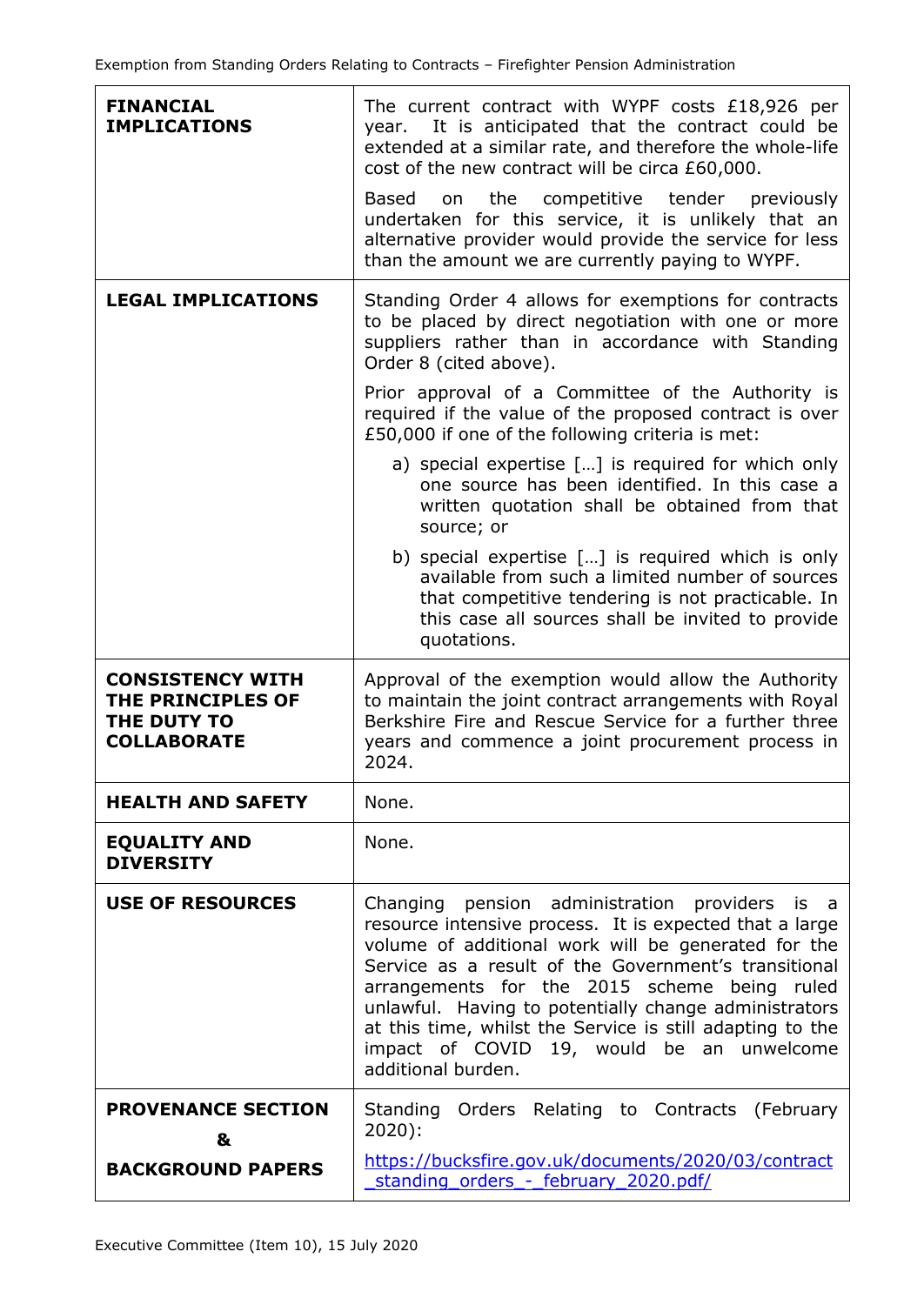| | |
|---|---|
| **FINANCIAL IMPLICATIONS** | The current contract with WYPF costs £18,926 per year. It is anticipated that the contract could be extended at a similar rate, and therefore the whole-life cost of the new contract will be circa £60,000.<br><br>Based on the competitive tender previously undertaken for this service, it is unlikely that an alternative provider would provide the service for less than the amount we are currently paying to WYPF. |
| **LEGAL IMPLICATIONS** | Standing Order 4 allows for exemptions for contracts to be placed by direct negotiation with one or more suppliers rather than in accordance with Standing Order 8 (cited above).<br><br>Prior approval of a Committee of the Authority is required if the value of the proposed contract is over £50,000 if one of the following criteria is met:<br><br>a) special expertise […] is required for which only one source has been identified. In this case a written quotation shall be obtained from that source; or<br><br>b) special expertise […] is required which is only available from such a limited number of sources that competitive tendering is not practicable. In this case all sources shall be invited to provide quotations. |
| **CONSISTENCY WITH THE PRINCIPLES OF THE DUTY TO COLLABORATE** | Approval of the exemption would allow the Authority to maintain the joint contract arrangements with Royal Berkshire Fire and Rescue Service for a further three years and commence a joint procurement process in 2024. |
| **HEALTH AND SAFETY** | None. |
| **EQUALITY AND DIVERSITY** | None. |
| **USE OF RESOURCES** | Changing pension administration providers is a resource intensive process. It is expected that a large volume of additional work will be generated for the Service as a result of the Government's transitional arrangements for the 2015 scheme being ruled unlawful. Having to potentially change administrators at this time, whilst the Service is still adapting to the impact of COVID 19, would be an unwelcome additional burden. |
| **PROVENANCE SECTION & BACKGROUND PAPERS** | Standing Orders Relating to Contracts (February 2020):<br><br>https://bucksfire.gov.uk/documents/2020/03/contract_standing_orders_-_february_2020.pdf/ |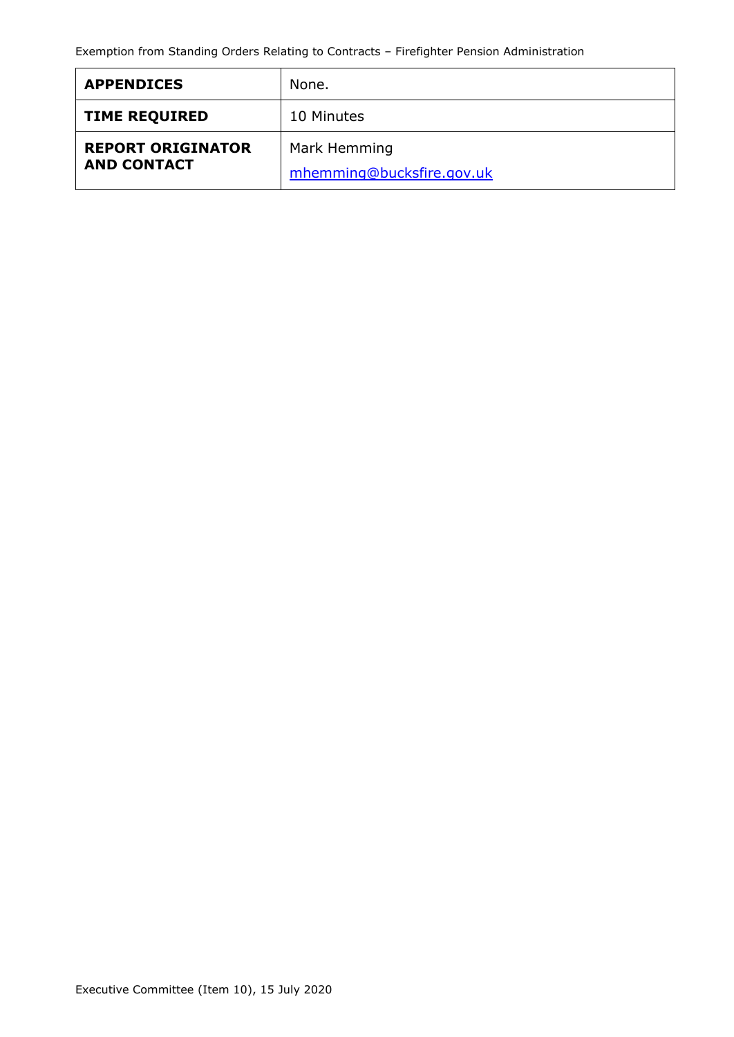| | |
|---|---|
| **APPENDICES** | None. |
| **TIME REQUIRED** | 10 Minutes |
| **REPORT ORIGINATOR AND CONTACT** | Mark Hemming<br>mhemming@bucksfire.gov.uk |